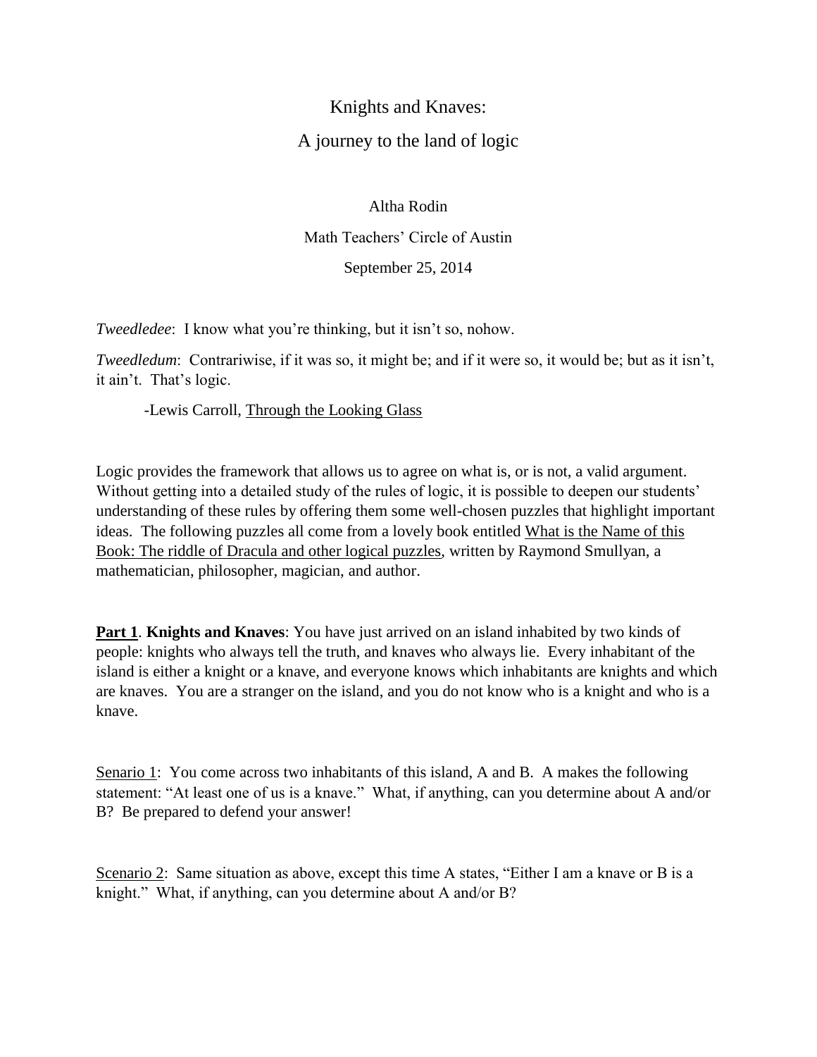# Knights and Knaves:

## A journey to the land of logic

Altha Rodin

Math Teachers' Circle of Austin

September 25, 2014

*Tweedledee*: I know what you're thinking, but it isn't so, nohow.

*Tweedledum*: Contrariwise, if it was so, it might be; and if it were so, it would be; but as it isn't, it ain't. That's logic.

-Lewis Carroll, Through the Looking Glass

Logic provides the framework that allows us to agree on what is, or is not, a valid argument. Without getting into a detailed study of the rules of logic, it is possible to deepen our students' understanding of these rules by offering them some well-chosen puzzles that highlight important ideas. The following puzzles all come from a lovely book entitled What is the Name of this Book: The riddle of Dracula and other logical puzzles, written by Raymond Smullyan, a mathematician, philosopher, magician, and author.

**Part 1**. **Knights and Knaves**: You have just arrived on an island inhabited by two kinds of people: knights who always tell the truth, and knaves who always lie. Every inhabitant of the island is either a knight or a knave, and everyone knows which inhabitants are knights and which are knaves. You are a stranger on the island, and you do not know who is a knight and who is a knave.

Senario 1: You come across two inhabitants of this island, A and B. A makes the following statement: "At least one of us is a knave." What, if anything, can you determine about A and/or B? Be prepared to defend your answer!

Scenario 2: Same situation as above, except this time A states, "Either I am a knave or B is a knight." What, if anything, can you determine about A and/or B?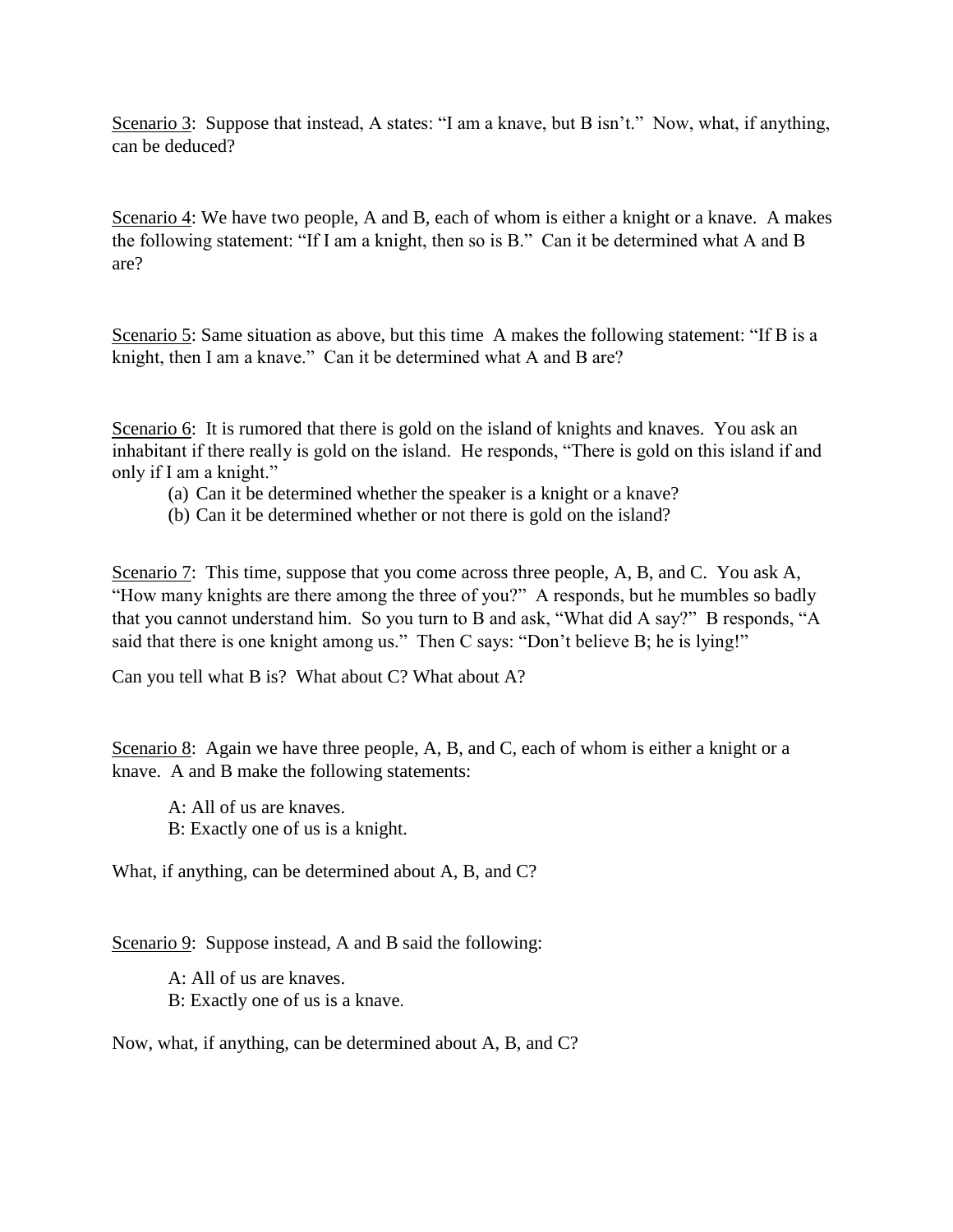<u>Scenario 3</u>: Suppose that instead, A states: "I am a knave, but B isn't." Now, what, if anything, can be deduced?

<u>Scenario 4</u>: We have two people, A and B, each of whom is either a knight or a knave. A makes the following statement: "If I am a knight, then so is B." Can it be determined what A and B are?

<u>Scenario 5</u>: Same situation as above, but this time A makes the following statement: "If B is a knight, then I am a knave." Can it be determined what A and B are?

<u>Scenario 6</u>: It is rumored that there is gold on the island of knights and knaves. You ask an inhabitant if there really is gold on the island. He responds, "There is gold on this island if and only if I am a knight."

(a) Can it be determined whether the speaker is a knight or a knave?
(b) Can it be determined whether or not there is gold on the island?

<u>Scenario 7</u>: This time, suppose that you come across three people, A, B, and C. You ask A, "How many knights are there among the three of you?" A responds, but he mumbles so badly that you cannot understand him. So you turn to B and ask, "What did A say?" B responds, "A said that there is one knight among us." Then C says: "Don't believe B; he is lying!"

Can you tell what B is? What about C? What about A?

<u>Scenario 8</u>: Again we have three people, A, B, and C, each of whom is either a knight or a knave. A and B make the following statements:

A: All of us are knaves.
B: Exactly one of us is a knight.

What, if anything, can be determined about A, B, and C?

<u>Scenario 9</u>: Suppose instead, A and B said the following:

A: All of us are knaves.
B: Exactly one of us is a knave.

Now, what, if anything, can be determined about A, B, and C?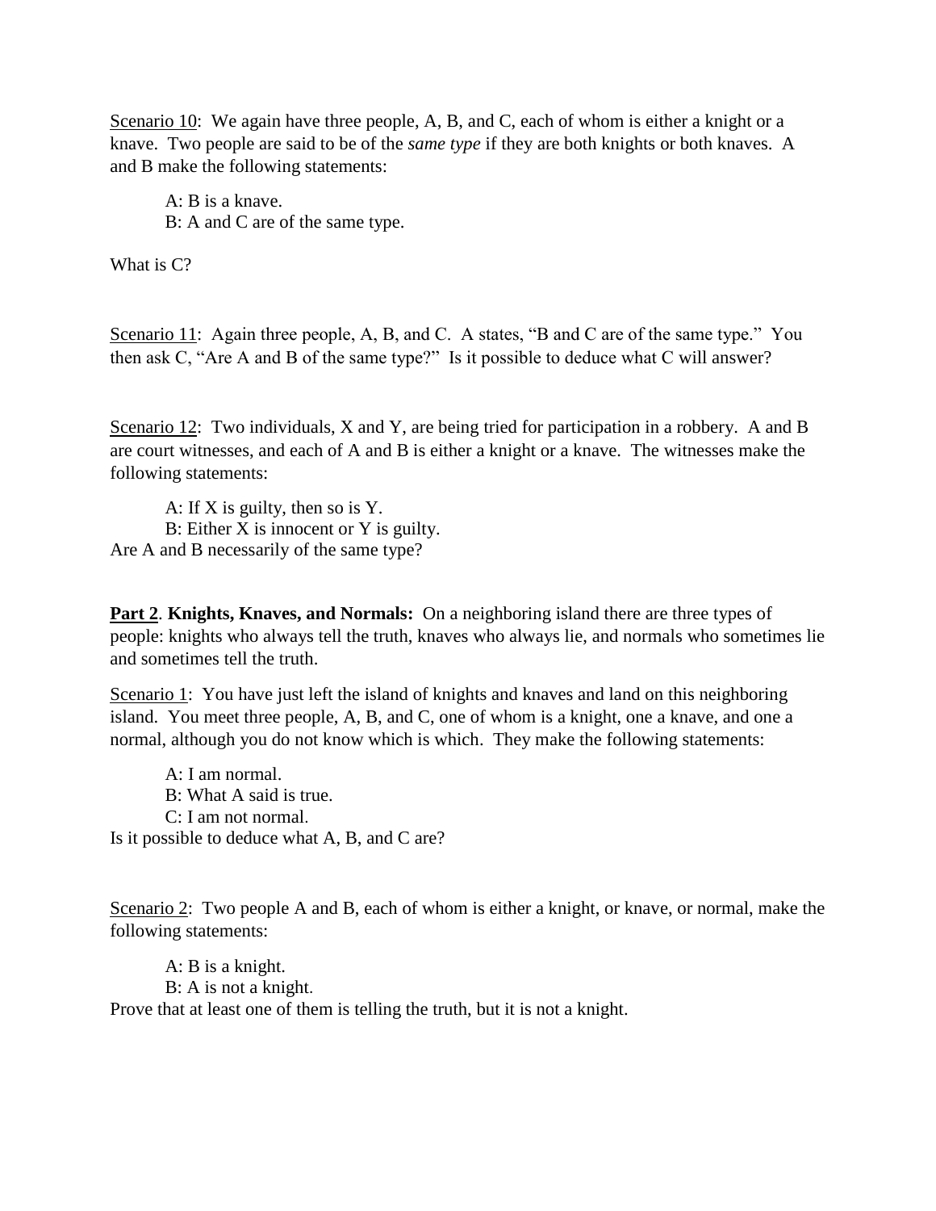<u>Scenario 10</u>: We again have three people, A, B, and C, each of whom is either a knight or a knave. Two people are said to be of the *same type* if they are both knights or both knaves. A and B make the following statements:

A: B is a knave.
B: A and C are of the same type.

What is C?

<u>Scenario 11</u>: Again three people, A, B, and C. A states, “B and C are of the same type.” You then ask C, “Are A and B of the same type?” Is it possible to deduce what C will answer?

<u>Scenario 12</u>: Two individuals, X and Y, are being tried for participation in a robbery. A and B are court witnesses, and each of A and B is either a knight or a knave. The witnesses make the following statements:

A: If X is guilty, then so is Y.
B: Either X is innocent or Y is guilty.

Are A and B necessarily of the same type?

**<u>Part 2</u>. Knights, Knaves, and Normals:** On a neighboring island there are three types of people: knights who always tell the truth, knaves who always lie, and normals who sometimes lie and sometimes tell the truth.

<u>Scenario 1</u>: You have just left the island of knights and knaves and land on this neighboring island. You meet three people, A, B, and C, one of whom is a knight, one a knave, and one a normal, although you do not know which is which. They make the following statements:

A: I am normal.
B: What A said is true.
C: I am not normal.

Is it possible to deduce what A, B, and C are?

<u>Scenario 2</u>: Two people A and B, each of whom is either a knight, or knave, or normal, make the following statements:

A: B is a knight.
B: A is not a knight.

Prove that at least one of them is telling the truth, but it is not a knight.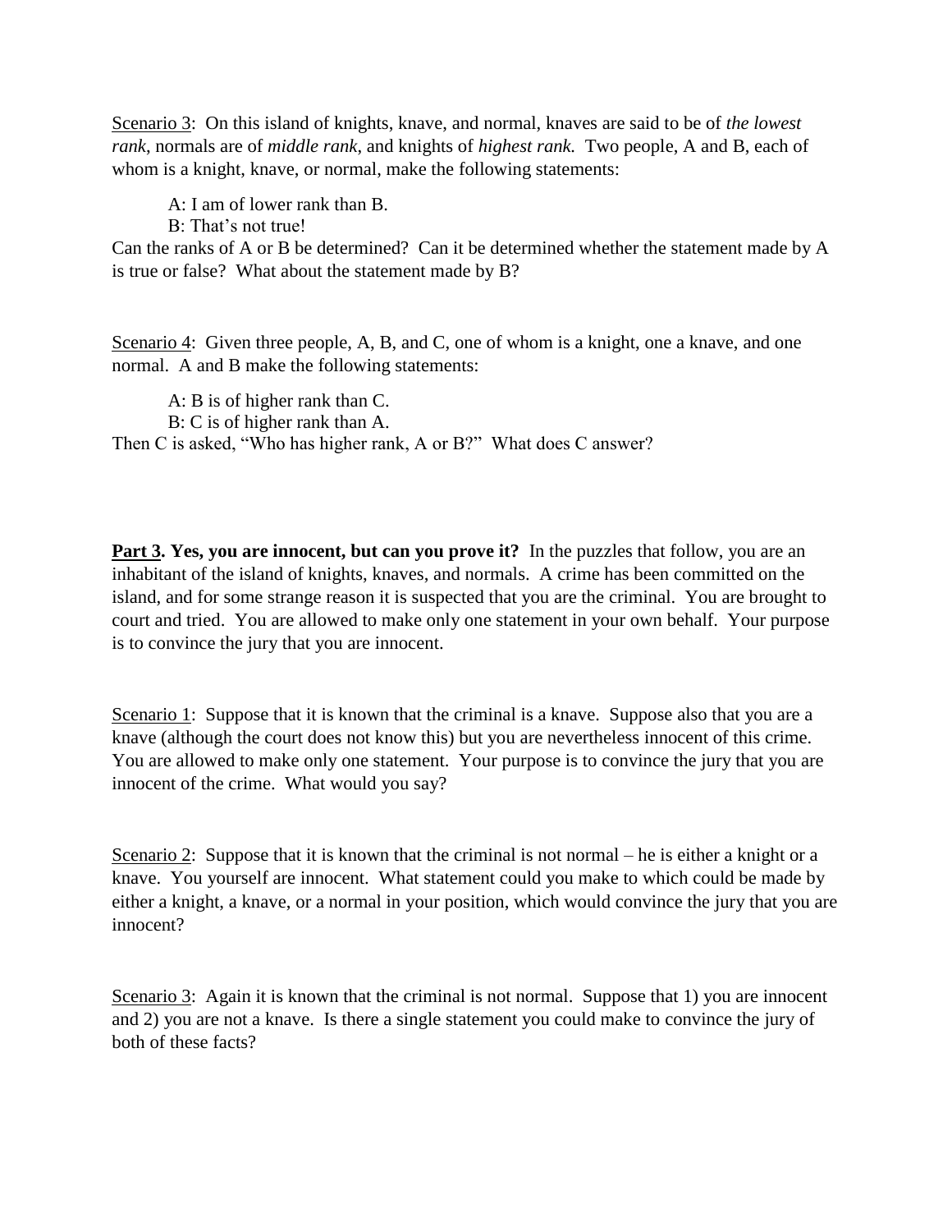<u>Scenario 3</u>: On this island of knights, knave, and normal, knaves are said to be of *the lowest rank*, normals are of *middle rank*, and knights of *highest rank.* Two people, A and B, each of whom is a knight, knave, or normal, make the following statements:

> A: I am of lower rank than B.
> B: That's not true!

Can the ranks of A or B be determined? Can it be determined whether the statement made by A is true or false? What about the statement made by B?

<u>Scenario 4</u>: Given three people, A, B, and C, one of whom is a knight, one a knave, and one normal. A and B make the following statements:

> A: B is of higher rank than C.
> B: C is of higher rank than A.

Then C is asked, "Who has higher rank, A or B?" What does C answer?

**<u>Part 3</u>. Yes, you are innocent, but can you prove it?** In the puzzles that follow, you are an inhabitant of the island of knights, knaves, and normals. A crime has been committed on the island, and for some strange reason it is suspected that you are the criminal. You are brought to court and tried. You are allowed to make only one statement in your own behalf. Your purpose is to convince the jury that you are innocent.

<u>Scenario 1</u>: Suppose that it is known that the criminal is a knave. Suppose also that you are a knave (although the court does not know this) but you are nevertheless innocent of this crime. You are allowed to make only one statement. Your purpose is to convince the jury that you are innocent of the crime. What would you say?

<u>Scenario 2</u>: Suppose that it is known that the criminal is not normal – he is either a knight or a knave. You yourself are innocent. What statement could you make to which could be made by either a knight, a knave, or a normal in your position, which would convince the jury that you are innocent?

<u>Scenario 3</u>: Again it is known that the criminal is not normal. Suppose that 1) you are innocent and 2) you are not a knave. Is there a single statement you could make to convince the jury of both of these facts?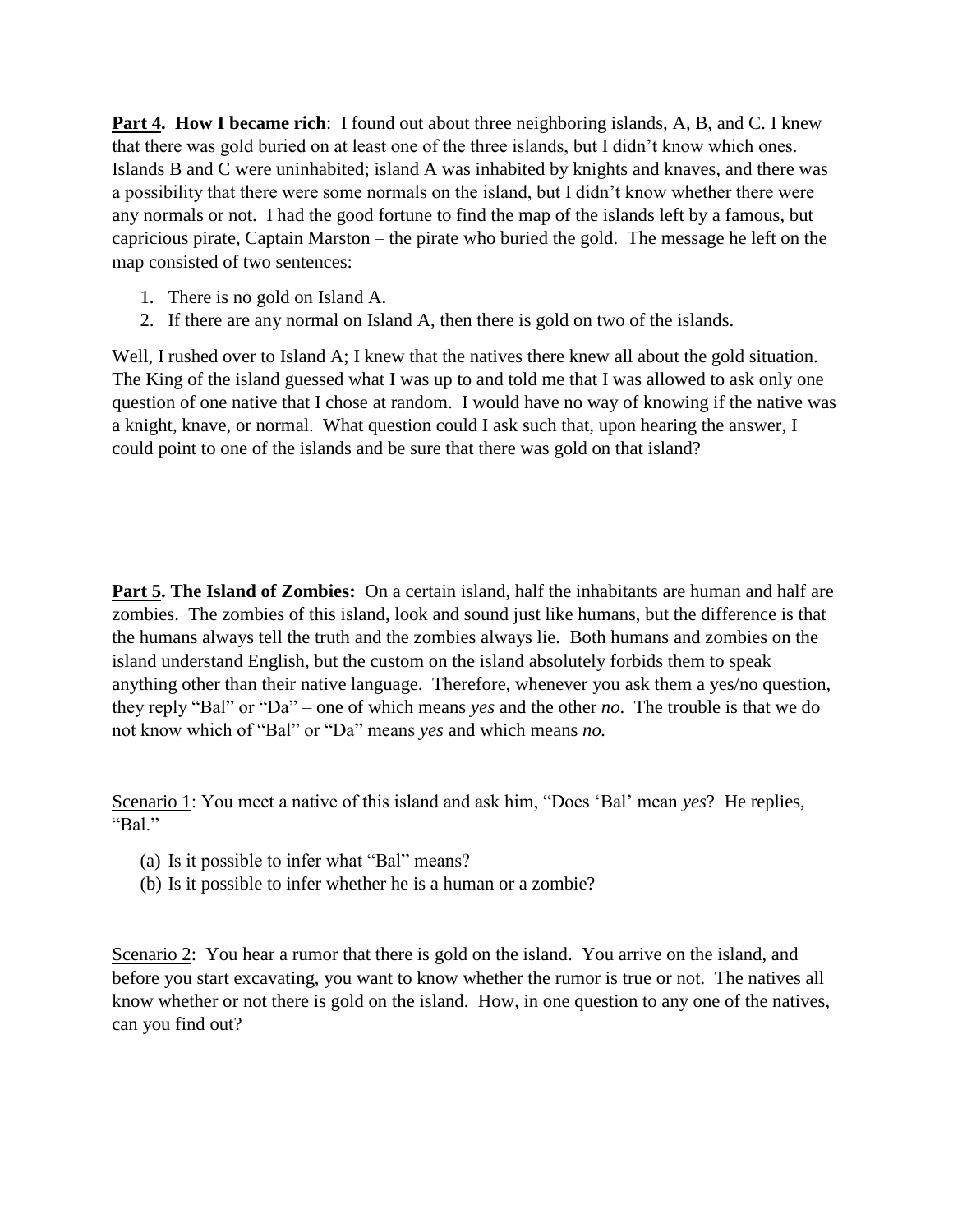**<u>Part 4</u>. How I became rich**: I found out about three neighboring islands, A, B, and C. I knew that there was gold buried on at least one of the three islands, but I didn't know which ones. Islands B and C were uninhabited; island A was inhabited by knights and knaves, and there was a possibility that there were some normals on the island, but I didn't know whether there were any normals or not. I had the good fortune to find the map of the islands left by a famous, but capricious pirate, Captain Marston – the pirate who buried the gold. The message he left on the map consisted of two sentences:

1. There is no gold on Island A.
2. If there are any normal on Island A, then there is gold on two of the islands.

Well, I rushed over to Island A; I knew that the natives there knew all about the gold situation. The King of the island guessed what I was up to and told me that I was allowed to ask only one question of one native that I chose at random. I would have no way of knowing if the native was a knight, knave, or normal. What question could I ask such that, upon hearing the answer, I could point to one of the islands and be sure that there was gold on that island?

**<u>Part 5</u>. The Island of Zombies:** On a certain island, half the inhabitants are human and half are zombies. The zombies of this island, look and sound just like humans, but the difference is that the humans always tell the truth and the zombies always lie. Both humans and zombies on the island understand English, but the custom on the island absolutely forbids them to speak anything other than their native language. Therefore, whenever you ask them a yes/no question, they reply "Bal" or "Da" – one of which means *yes* and the other *no.* The trouble is that we do not know which of "Bal" or "Da" means *yes* and which means *no.*

<u>Scenario 1</u>: You meet a native of this island and ask him, "Does 'Bal' mean *yes*? He replies, "Bal."

(a) Is it possible to infer what "Bal" means?
(b) Is it possible to infer whether he is a human or a zombie?

<u>Scenario 2</u>: You hear a rumor that there is gold on the island. You arrive on the island, and before you start excavating, you want to know whether the rumor is true or not. The natives all know whether or not there is gold on the island. How, in one question to any one of the natives, can you find out?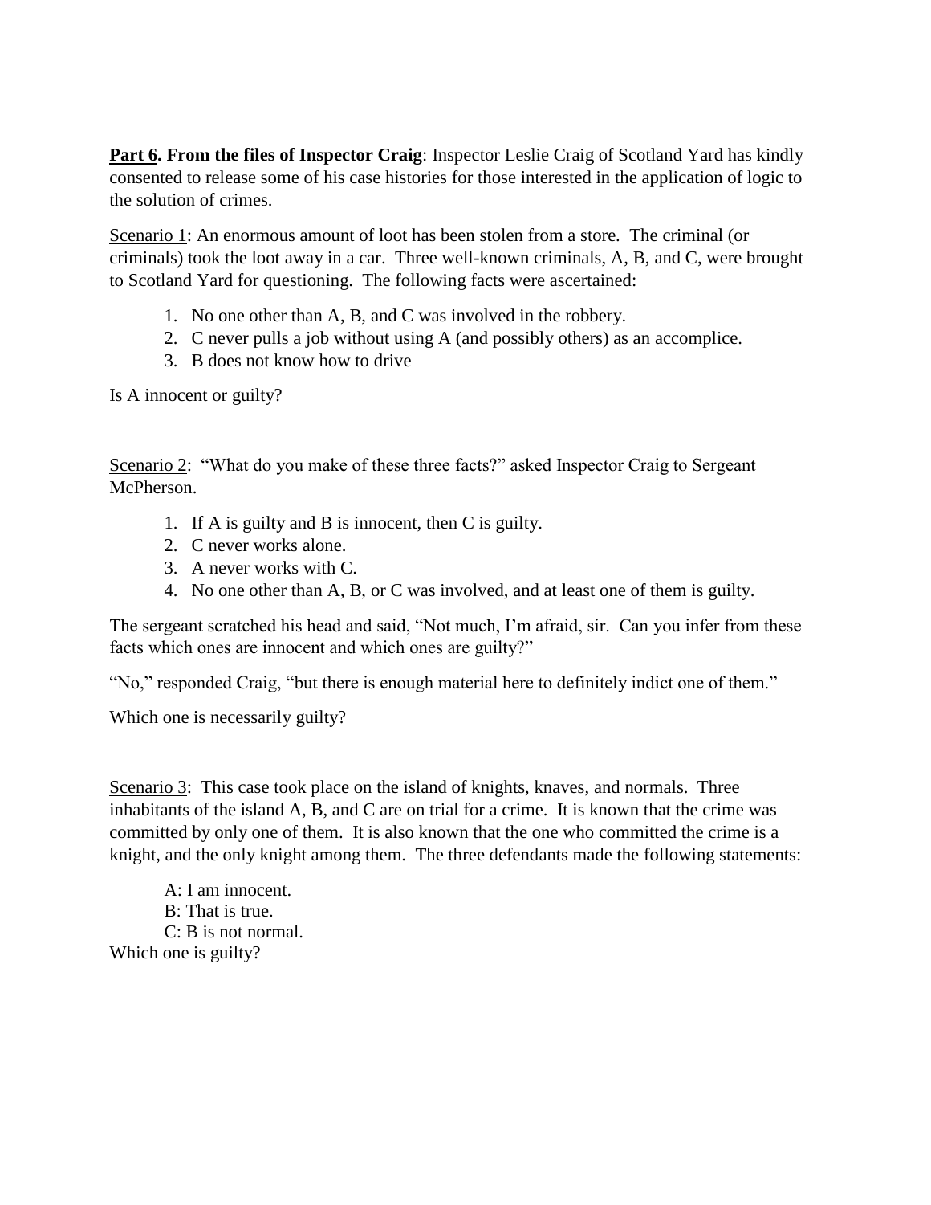**<u>Part 6</u>. From the files of Inspector Craig**: Inspector Leslie Craig of Scotland Yard has kindly consented to release some of his case histories for those interested in the application of logic to the solution of crimes.

<u>Scenario 1</u>: An enormous amount of loot has been stolen from a store. The criminal (or criminals) took the loot away in a car. Three well-known criminals, A, B, and C, were brought to Scotland Yard for questioning. The following facts were ascertained:

1. No one other than A, B, and C was involved in the robbery.
2. C never pulls a job without using A (and possibly others) as an accomplice.
3. B does not know how to drive

Is A innocent or guilty?

<u>Scenario 2</u>: "What do you make of these three facts?" asked Inspector Craig to Sergeant McPherson.

1. If A is guilty and B is innocent, then C is guilty.
2. C never works alone.
3. A never works with C.
4. No one other than A, B, or C was involved, and at least one of them is guilty.

The sergeant scratched his head and said, "Not much, I'm afraid, sir. Can you infer from these facts which ones are innocent and which ones are guilty?"

"No," responded Craig, "but there is enough material here to definitely indict one of them."

Which one is necessarily guilty?

<u>Scenario 3</u>: This case took place on the island of knights, knaves, and normals. Three inhabitants of the island A, B, and C are on trial for a crime. It is known that the crime was committed by only one of them. It is also known that the one who committed the crime is a knight, and the only knight among them. The three defendants made the following statements:

A: I am innocent.
B: That is true.
C: B is not normal.

Which one is guilty?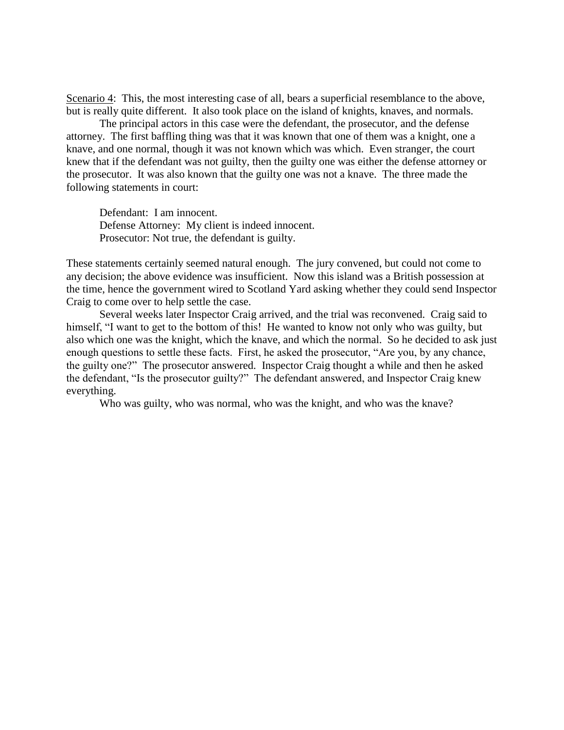Scenario 4: This, the most interesting case of all, bears a superficial resemblance to the above, but is really quite different. It also took place on the island of knights, knaves, and normals.

The principal actors in this case were the defendant, the prosecutor, and the defense attorney. The first baffling thing was that it was known that one of them was a knight, one a knave, and one normal, though it was not known which was which. Even stranger, the court knew that if the defendant was not guilty, then the guilty one was either the defense attorney or the prosecutor. It was also known that the guilty one was not a knave. The three made the following statements in court:

> Defendant: I am innocent.
> Defense Attorney: My client is indeed innocent.
> Prosecutor: Not true, the defendant is guilty.

These statements certainly seemed natural enough. The jury convened, but could not come to any decision; the above evidence was insufficient. Now this island was a British possession at the time, hence the government wired to Scotland Yard asking whether they could send Inspector Craig to come over to help settle the case.

Several weeks later Inspector Craig arrived, and the trial was reconvened. Craig said to himself, "I want to get to the bottom of this! He wanted to know not only who was guilty, but also which one was the knight, which the knave, and which the normal. So he decided to ask just enough questions to settle these facts. First, he asked the prosecutor, "Are you, by any chance, the guilty one?" The prosecutor answered. Inspector Craig thought a while and then he asked the defendant, "Is the prosecutor guilty?" The defendant answered, and Inspector Craig knew everything.

Who was guilty, who was normal, who was the knight, and who was the knave?